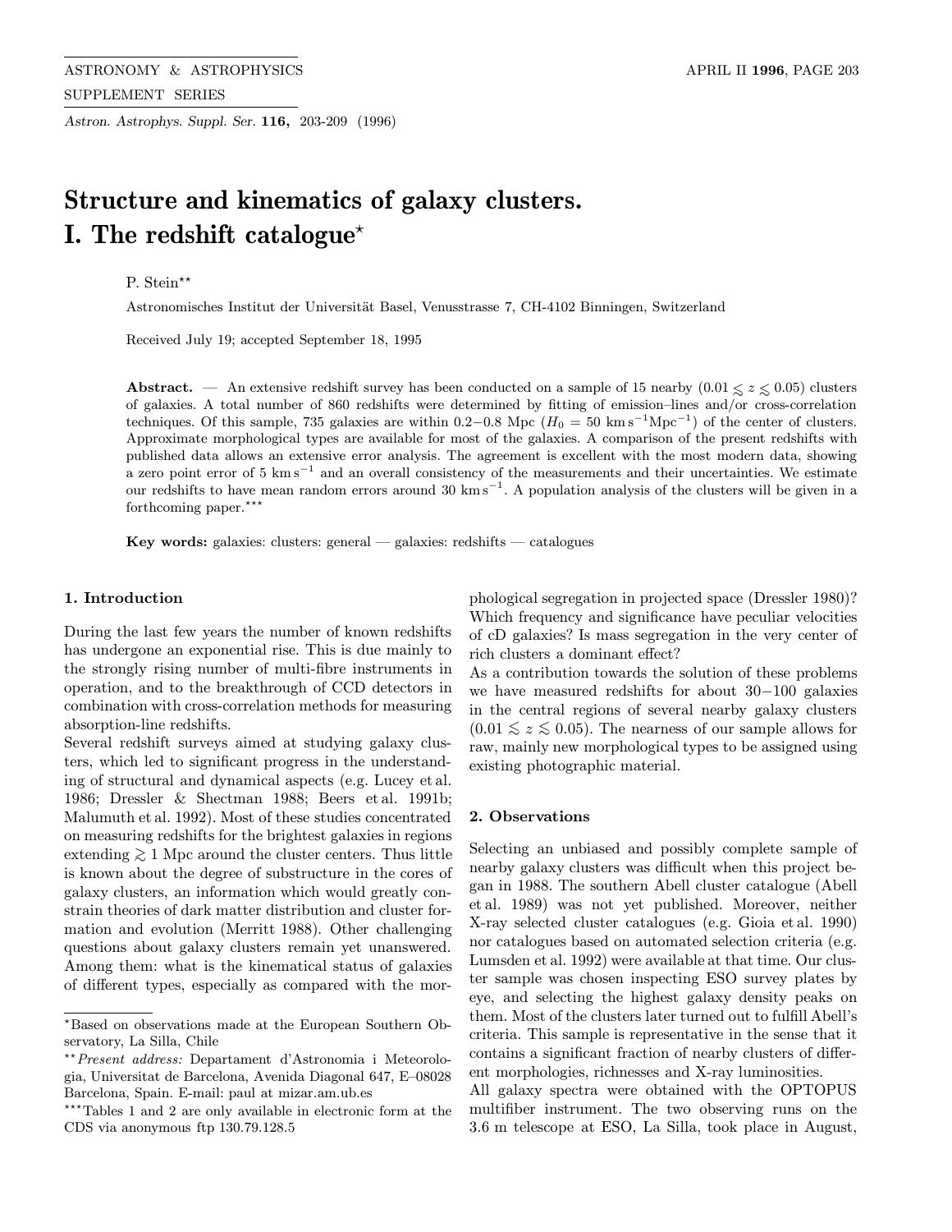# Structure and kinematics of galaxy clusters. I. The redshift catalogue*

P. Stein**

Astronomisches Institut der Universität Basel, Venusstrasse 7, CH-4102 Binningen, Switzerland

Received July 19; accepted September 18, 1995

**Abstract.** — An extensive redshift survey has been conducted on a sample of 15 nearby ($0.01 \lesssim z \lesssim 0.05$) clusters of galaxies. A total number of 860 redshifts were determined by fitting of emission–lines and/or cross-correlation techniques. Of this sample, 735 galaxies are within 0.2−0.8 Mpc ($H_0 = 50$ km s$^{-1}$Mpc$^{-1}$) of the center of clusters. Approximate morphological types are available for most of the galaxies. A comparison of the present redshifts with published data allows an extensive error analysis. The agreement is excellent with the most modern data, showing a zero point error of 5 km s$^{-1}$ and an overall consistency of the measurements and their uncertainties. We estimate our redshifts to have mean random errors around 30 km s$^{-1}$. A population analysis of the clusters will be given in a forthcoming paper.***

**Key words:** galaxies: clusters: general — galaxies: redshifts — catalogues

## 1. Introduction

During the last few years the number of known redshifts has undergone an exponential rise. This is due mainly to the strongly rising number of multi-fibre instruments in operation, and to the breakthrough of CCD detectors in combination with cross-correlation methods for measuring absorption-line redshifts.

Several redshift surveys aimed at studying galaxy clusters, which led to significant progress in the understanding of structural and dynamical aspects (e.g. Lucey et al. 1986; Dressler & Shectman 1988; Beers et al. 1991b; Malumuth et al. 1992). Most of these studies concentrated on measuring redshifts for the brightest galaxies in regions extending $\gtrsim 1$ Mpc around the cluster centers. Thus little is known about the degree of substructure in the cores of galaxy clusters, an information which would greatly constrain theories of dark matter distribution and cluster formation and evolution (Merritt 1988). Other challenging questions about galaxy clusters remain yet unanswered. Among them: what is the kinematical status of galaxies of different types, especially as compared with the morphological segregation in projected space (Dressler 1980)? Which frequency and significance have peculiar velocities of cD galaxies? Is mass segregation in the very center of rich clusters a dominant effect?

As a contribution towards the solution of these problems we have measured redshifts for about 30−100 galaxies in the central regions of several nearby galaxy clusters ($0.01 \lesssim z \lesssim 0.05$). The nearness of our sample allows for raw, mainly new morphological types to be assigned using existing photographic material.

## 2. Observations

Selecting an unbiased and possibly complete sample of nearby galaxy clusters was difficult when this project began in 1988. The southern Abell cluster catalogue (Abell et al. 1989) was not yet published. Moreover, neither X-ray selected cluster catalogues (e.g. Gioia et al. 1990) nor catalogues based on automated selection criteria (e.g. Lumsden et al. 1992) were available at that time. Our cluster sample was chosen inspecting ESO survey plates by eye, and selecting the highest galaxy density peaks on them. Most of the clusters later turned out to fulfill Abell's criteria. This sample is representative in the sense that it contains a significant fraction of nearby clusters of different morphologies, richnesses and X-ray luminosities.

All galaxy spectra were obtained with the OPTOPUS multifiber instrument. The two observing runs on the 3.6 m telescope at ESO, La Silla, took place in August,

*Based on observations made at the European Southern Observatory, La Silla, Chile

***Present address:* Departament d'Astronomia i Meteorologia, Universitat de Barcelona, Avenida Diagonal 647, E–08028 Barcelona, Spain. E-mail: paul at mizar.am.ub.es

***Tables 1 and 2 are only available in electronic form at the CDS via anonymous ftp 130.79.128.5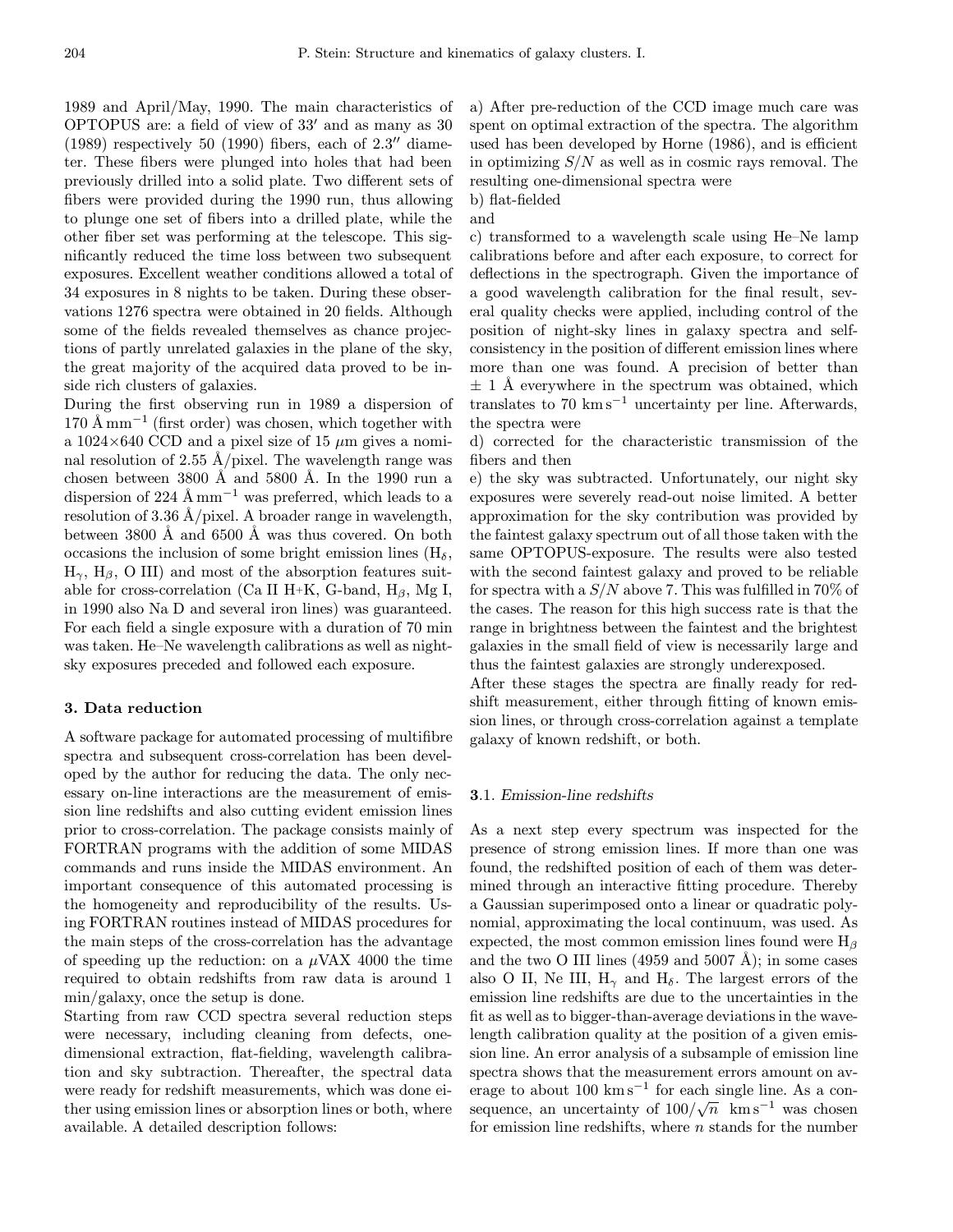1989 and April/May, 1990. The main characteristics of OPTOPUS are: a field of view of 33′ and as many as 30 (1989) respectively 50 (1990) fibers, each of 2.3″ diameter. These fibers were plunged into holes that had been previously drilled into a solid plate. Two different sets of fibers were provided during the 1990 run, thus allowing to plunge one set of fibers into a drilled plate, while the other fiber set was performing at the telescope. This significantly reduced the time loss between two subsequent exposures. Excellent weather conditions allowed a total of 34 exposures in 8 nights to be taken. During these observations 1276 spectra were obtained in 20 fields. Although some of the fields revealed themselves as chance projections of partly unrelated galaxies in the plane of the sky, the great majority of the acquired data proved to be inside rich clusters of galaxies.

During the first observing run in 1989 a dispersion of 170 Å mm$^{-1}$ (first order) was chosen, which together with a 1024×640 CCD and a pixel size of 15 $\mu$m gives a nominal resolution of 2.55 Å/pixel. The wavelength range was chosen between 3800 Å and 5800 Å. In the 1990 run a dispersion of 224 Å mm$^{-1}$ was preferred, which leads to a resolution of 3.36 Å/pixel. A broader range in wavelength, between 3800 Å and 6500 Å was thus covered. On both occasions the inclusion of some bright emission lines ($H_\delta$, $H_\gamma$, $H_\beta$, O III) and most of the absorption features suitable for cross-correlation (Ca II H+K, G-band, $H_\beta$, Mg I, in 1990 also Na D and several iron lines) was guaranteed. For each field a single exposure with a duration of 70 min was taken. He–Ne wavelength calibrations as well as night-sky exposures preceded and followed each exposure.

## 3. Data reduction

A software package for automated processing of multifibre spectra and subsequent cross-correlation has been developed by the author for reducing the data. The only necessary on-line interactions are the measurement of emission line redshifts and also cutting evident emission lines prior to cross-correlation. The package consists mainly of FORTRAN programs with the addition of some MIDAS commands and runs inside the MIDAS environment. An important consequence of this automated processing is the homogeneity and reproducibility of the results. Using FORTRAN routines instead of MIDAS procedures for the main steps of the cross-correlation has the advantage of speeding up the reduction: on a $\mu$VAX 4000 the time required to obtain redshifts from raw data is around 1 min/galaxy, once the setup is done.

Starting from raw CCD spectra several reduction steps were necessary, including cleaning from defects, one-dimensional extraction, flat-fielding, wavelength calibration and sky subtraction. Thereafter, the spectral data were ready for redshift measurements, which was done either using emission lines or absorption lines or both, where available. A detailed description follows:

a) After pre-reduction of the CCD image much care was spent on optimal extraction of the spectra. The algorithm used has been developed by Horne (1986), and is efficient in optimizing $S/N$ as well as in cosmic rays removal. The resulting one-dimensional spectra were

b) flat-fielded

and

c) transformed to a wavelength scale using He–Ne lamp calibrations before and after each exposure, to correct for deflections in the spectrograph. Given the importance of a good wavelength calibration for the final result, several quality checks were applied, including control of the position of night-sky lines in galaxy spectra and self-consistency in the position of different emission lines where more than one was found. A precision of better than ± 1 Å everywhere in the spectrum was obtained, which translates to 70 km s$^{-1}$ uncertainty per line. Afterwards, the spectra were

d) corrected for the characteristic transmission of the fibers and then

e) the sky was subtracted. Unfortunately, our night sky exposures were severely read-out noise limited. A better approximation for the sky contribution was provided by the faintest galaxy spectrum out of all those taken with the same OPTOPUS-exposure. The results were also tested with the second faintest galaxy and proved to be reliable for spectra with a $S/N$ above 7. This was fulfilled in 70% of the cases. The reason for this high success rate is that the range in brightness between the faintest and the brightest galaxies in the small field of view is necessarily large and thus the faintest galaxies are strongly underexposed.

After these stages the spectra are finally ready for redshift measurement, either through fitting of known emission lines, or through cross-correlation against a template galaxy of known redshift, or both.

### 3.1. *Emission-line redshifts*

As a next step every spectrum was inspected for the presence of strong emission lines. If more than one was found, the redshifted position of each of them was determined through an interactive fitting procedure. Thereby a Gaussian superimposed onto a linear or quadratic polynomial, approximating the local continuum, was used. As expected, the most common emission lines found were $H_\beta$ and the two O III lines (4959 and 5007 Å); in some cases also O II, Ne III, $H_\gamma$ and $H_\delta$. The largest errors of the emission line redshifts are due to the uncertainties in the fit as well as to bigger-than-average deviations in the wavelength calibration quality at the position of a given emission line. An error analysis of a subsample of emission line spectra shows that the measurement errors amount on average to about 100 km s$^{-1}$ for each single line. As a consequence, an uncertainty of $100/\sqrt{n}$ km s$^{-1}$ was chosen for emission line redshifts, where $n$ stands for the number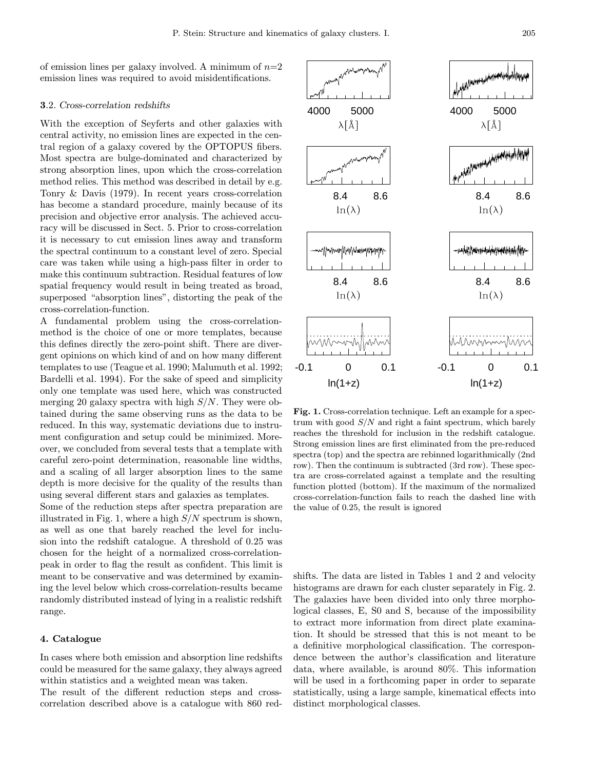of emission lines per galaxy involved. A minimum of $n$=2 emission lines was required to avoid misidentifications.

### **3**.2. *Cross-correlation redshifts*

With the exception of Seyferts and other galaxies with central activity, no emission lines are expected in the central region of a galaxy covered by the OPTOPUS fibers. Most spectra are bulge-dominated and characterized by strong absorption lines, upon which the cross-correlation method relies. This method was described in detail by e.g. Tonry & Davis (1979). In recent years cross-correlation has become a standard procedure, mainly because of its precision and objective error analysis. The achieved accuracy will be discussed in Sect. 5. Prior to cross-correlation it is necessary to cut emission lines away and transform the spectral continuum to a constant level of zero. Special care was taken while using a high-pass filter in order to make this continuum subtraction. Residual features of low spatial frequency would result in being treated as broad, superposed "absorption lines", distorting the peak of the cross-correlation-function.

A fundamental problem using the cross-correlation-method is the choice of one or more templates, because this defines directly the zero-point shift. There are divergent opinions on which kind of and on how many different templates to use (Teague et al. 1990; Malumuth et al. 1992; Bardelli et al. 1994). For the sake of speed and simplicity only one template was used here, which was constructed merging 20 galaxy spectra with high $S/N$. They were obtained during the same observing runs as the data to be reduced. In this way, systematic deviations due to instrument configuration and setup could be minimized. Moreover, we concluded from several tests that a template with careful zero-point determination, reasonable line widths, and a scaling of all larger absorption lines to the same depth is more decisive for the quality of the results than using several different stars and galaxies as templates.

Some of the reduction steps after spectra preparation are illustrated in Fig. 1, where a high $S/N$ spectrum is shown, as well as one that barely reached the level for inclusion into the redshift catalogue. A threshold of 0.25 was chosen for the height of a normalized cross-correlation-peak in order to flag the result as confident. This limit is meant to be conservative and was determined by examining the level below which cross-correlation-results became randomly distributed instead of lying in a realistic redshift range.

**Fig. 1.** Cross-correlation technique. Left an example for a spectrum with good $S/N$ and right a faint spectrum, which barely reaches the threshold for inclusion in the redshift catalogue. Strong emission lines are first eliminated from the pre-reduced spectra (top) and the spectra are rebinned logarithmically (2nd row). Then the continuum is subtracted (3rd row). These spectra are cross-correlated against a template and the resulting function plotted (bottom). If the maximum of the normalized cross-correlation-function fails to reach the dashed line with the value of 0.25, the result is ignored

## 4. Catalogue

In cases where both emission and absorption line redshifts could be measured for the same galaxy, they always agreed within statistics and a weighted mean was taken.

The result of the different reduction steps and cross-correlation described above is a catalogue with 860 redshifts. The data are listed in Tables 1 and 2 and velocity histograms are drawn for each cluster separately in Fig. 2. The galaxies have been divided into only three morphological classes, E, S0 and S, because of the impossibility to extract more information from direct plate examination. It should be stressed that this is not meant to be a definitive morphological classification. The correspondence between the author's classification and literature data, where available, is around 80%. This information will be used in a forthcoming paper in order to separate statistically, using a large sample, kinematical effects into distinct morphological classes.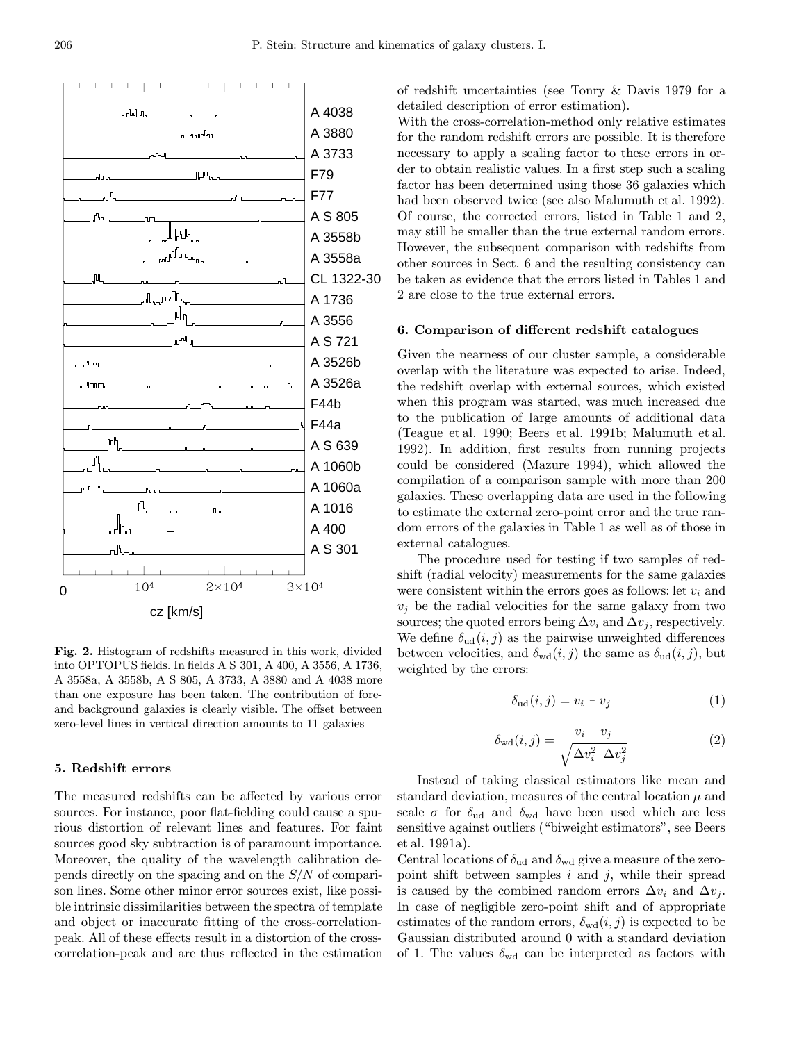**Fig. 2.** Histogram of redshifts measured in this work, divided into OPTOPUS fields. In fields A S 301, A 400, A 3556, A 1736, A 3558a, A 3558b, A S 805, A 3733, A 3880 and A 4038 more than one exposure has been taken. The contribution of fore- and background galaxies is clearly visible. The offset between zero-level lines in vertical direction amounts to 11 galaxies

## 5. Redshift errors

The measured redshifts can be affected by various error sources. For instance, poor flat-fielding could cause a spurious distortion of relevant lines and features. For faint sources good sky subtraction is of paramount importance. Moreover, the quality of the wavelength calibration depends directly on the spacing and on the $S/N$ of comparison lines. Some other minor error sources exist, like possible intrinsic dissimilarities between the spectra of template and object or inaccurate fitting of the cross-correlation-peak. All of these effects result in a distortion of the cross-correlation-peak and are thus reflected in the estimation of redshift uncertainties (see Tonry & Davis 1979 for a detailed description of error estimation).

With the cross-correlation-method only relative estimates for the random redshift errors are possible. It is therefore necessary to apply a scaling factor to these errors in order to obtain realistic values. In a first step such a scaling factor has been determined using those 36 galaxies which had been observed twice (see also Malumuth et al. 1992). Of course, the corrected errors, listed in Table 1 and 2, may still be smaller than the true external random errors. However, the subsequent comparison with redshifts from other sources in Sect. 6 and the resulting consistency can be taken as evidence that the errors listed in Tables 1 and 2 are close to the true external errors.

## 6. Comparison of different redshift catalogues

Given the nearness of our cluster sample, a considerable overlap with the literature was expected to arise. Indeed, the redshift overlap with external sources, which existed when this program was started, was much increased due to the publication of large amounts of additional data (Teague et al. 1990; Beers et al. 1991b; Malumuth et al. 1992). In addition, first results from running projects could be considered (Mazure 1994), which allowed the compilation of a comparison sample with more than 200 galaxies. These overlapping data are used in the following to estimate the external zero-point error and the true random errors of the galaxies in Table 1 as well as of those in external catalogues.

The procedure used for testing if two samples of redshift (radial velocity) measurements for the same galaxies were consistent within the errors goes as follows: let $v_i$ and $v_j$ be the radial velocities for the same galaxy from two sources; the quoted errors being $\Delta v_i$ and $\Delta v_j$, respectively. We define $\delta_{\rm ud}(i,j)$ as the pairwise unweighted differences between velocities, and $\delta_{\rm wd}(i,j)$ the same as $\delta_{\rm ud}(i,j)$, but weighted by the errors:

$$\delta_{\rm ud}(i,j) = v_i - v_j \tag{1}$$

$$\delta_{\rm wd}(i,j) = \frac{v_i - v_j}{\sqrt{\Delta v_i^2 + \Delta v_j^2}} \tag{2}$$

Instead of taking classical estimators like mean and standard deviation, measures of the central location $\mu$ and scale $\sigma$ for $\delta_{\rm ud}$ and $\delta_{\rm wd}$ have been used which are less sensitive against outliers ("biweight estimators", see Beers et al. 1991a).

Central locations of $\delta_{\rm ud}$ and $\delta_{\rm wd}$ give a measure of the zero-point shift between samples $i$ and $j$, while their spread is caused by the combined random errors $\Delta v_i$ and $\Delta v_j$. In case of negligible zero-point shift and of appropriate estimates of the random errors, $\delta_{\rm wd}(i,j)$ is expected to be Gaussian distributed around 0 with a standard deviation of 1. The values $\delta_{\rm wd}$ can be interpreted as factors with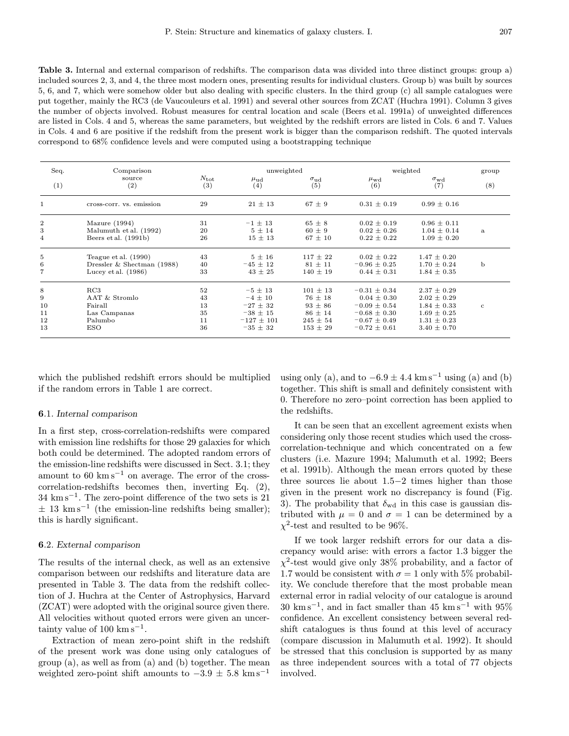**Table 3.** Internal and external comparison of redshifts. The comparison data was divided into three distinct groups: group a) included sources 2, 3, and 4, the three most modern ones, presenting results for individual clusters. Group b) was built by sources 5, 6, and 7, which were somehow older but also dealing with specific clusters. In the third group (c) all sample catalogues were put together, mainly the RC3 (de Vaucouleurs et al. 1991) and several other sources from ZCAT (Huchra 1991). Column 3 gives the number of objects involved. Robust measures for central location and scale (Beers et al. 1991a) of unweighted differences are listed in Cols. 4 and 5, whereas the same parameters, but weighted by the redshift errors are listed in Cols. 6 and 7. Values in Cols. 4 and 6 are positive if the redshift from the present work is bigger than the comparison redshift. The quoted intervals correspond to 68% confidence levels and were computed using a bootstrapping technique

| Seq. | Comparison source | $N_{\rm tot}$ | unweighted $\mu_{\rm ud}$ | unweighted $\sigma_{\rm ud}$ | weighted $\mu_{\rm wd}$ | weighted $\sigma_{\rm wd}$ | group |
|---|---|---|---|---|---|---|---|
| (1) | (2) | (3) | (4) | (5) | (6) | (7) | (8) |
| 1 | cross-corr. vs. emission | 29 | $21 \pm 13$ | $67 \pm 9$ | $0.31 \pm 0.19$ | $0.99 \pm 0.16$ | |
| 2 | Mazure (1994) | 31 | $-1 \pm 13$ | $65 \pm 8$ | $0.02 \pm 0.19$ | $0.96 \pm 0.11$ | a |
| 3 | Malumuth et al. (1992) | 20 | $5 \pm 14$ | $60 \pm 9$ | $0.02 \pm 0.26$ | $1.04 \pm 0.14$ | a |
| 4 | Beers et al. (1991b) | 26 | $15 \pm 13$ | $67 \pm 10$ | $0.22 \pm 0.22$ | $1.09 \pm 0.20$ | a |
| 5 | Teague et al. (1990) | 43 | $5 \pm 16$ | $117 \pm 22$ | $0.02 \pm 0.22$ | $1.47 \pm 0.20$ | b |
| 6 | Dressler & Shectman (1988) | 40 | $-45 \pm 12$ | $81 \pm 11$ | $-0.96 \pm 0.25$ | $1.70 \pm 0.24$ | b |
| 7 | Lucey et al. (1986) | 33 | $43 \pm 25$ | $140 \pm 19$ | $0.44 \pm 0.31$ | $1.84 \pm 0.35$ | b |
| 8 | RC3 | 52 | $-5 \pm 13$ | $101 \pm 13$ | $-0.31 \pm 0.34$ | $2.37 \pm 0.29$ | c |
| 9 | AAT & Stromlo | 43 | $-4 \pm 10$ | $76 \pm 18$ | $0.04 \pm 0.30$ | $2.02 \pm 0.29$ | c |
| 10 | Fairall | 13 | $-27 \pm 32$ | $93 \pm 86$ | $-0.09 \pm 0.54$ | $1.84 \pm 0.33$ | c |
| 11 | Las Campanas | 35 | $-38 \pm 15$ | $86 \pm 14$ | $-0.68 \pm 0.30$ | $1.69 \pm 0.25$ | c |
| 12 | Palumbo | 11 | $-127 \pm 101$ | $245 \pm 54$ | $-0.67 \pm 0.49$ | $1.31 \pm 0.23$ | c |
| 13 | ESO | 36 | $-35 \pm 32$ | $153 \pm 29$ | $-0.72 \pm 0.61$ | $3.40 \pm 0.70$ | c |

which the published redshift errors should be multiplied if the random errors in Table 1 are correct.

### 6.1. *Internal comparison*

In a first step, cross-correlation-redshifts were compared with emission line redshifts for those 29 galaxies for which both could be determined. The adopted random errors of the emission-line redshifts were discussed in Sect. 3.1; they amount to 60 $\mathrm{km\,s^{-1}}$ on average. The error of the cross-correlation-redshifts becomes then, inverting Eq. (2), 34 $\mathrm{km\,s^{-1}}$. The zero-point difference of the two sets is 21 $\pm$ 13 $\mathrm{km\,s^{-1}}$ (the emission-line redshifts being smaller); this is hardly significant.

### 6.2. *External comparison*

The results of the internal check, as well as an extensive comparison between our redshifts and literature data are presented in Table 3. The data from the redshift collection of J. Huchra at the Center of Astrophysics, Harvard (ZCAT) were adopted with the original source given there. All velocities without quoted errors were given an uncertainty value of 100 $\mathrm{km\,s^{-1}}$.

Extraction of mean zero-point shift in the redshift of the present work was done using only catalogues of group (a), as well as from (a) and (b) together. The mean weighted zero-point shift amounts to $-3.9 \pm 5.8$ $\mathrm{km\,s^{-1}}$ using only (a), and to $-6.9 \pm 4.4$ $\mathrm{km\,s^{-1}}$ using (a) and (b) together. This shift is small and definitely consistent with 0. Therefore no zero–point correction has been applied to the redshifts.

It can be seen that an excellent agreement exists when considering only those recent studies which used the cross-correlation-technique and which concentrated on a few clusters (i.e. Mazure 1994; Malumuth et al. 1992; Beers et al. 1991b). Although the mean errors quoted by these three sources lie about 1.5−2 times higher than those given in the present work no discrepancy is found (Fig. 3). The probability that $\delta_{\rm wd}$ in this case is gaussian distributed with $\mu = 0$ and $\sigma = 1$ can be determined by a $\chi^2$-test and resulted to be 96%.

If we took larger redshift errors for our data a discrepancy would arise: with errors a factor 1.3 bigger the $\chi^2$-test would give only 38% probability, and a factor of 1.7 would be consistent with $\sigma = 1$ only with 5% probability. We conclude therefore that the most probable mean external error in radial velocity of our catalogue is around 30 $\mathrm{km\,s^{-1}}$, and in fact smaller than 45 $\mathrm{km\,s^{-1}}$ with 95% confidence. An excellent consistency between several redshift catalogues is thus found at this level of accuracy (compare discussion in Malumuth et al. 1992). It should be stressed that this conclusion is supported by as many as three independent sources with a total of 77 objects involved.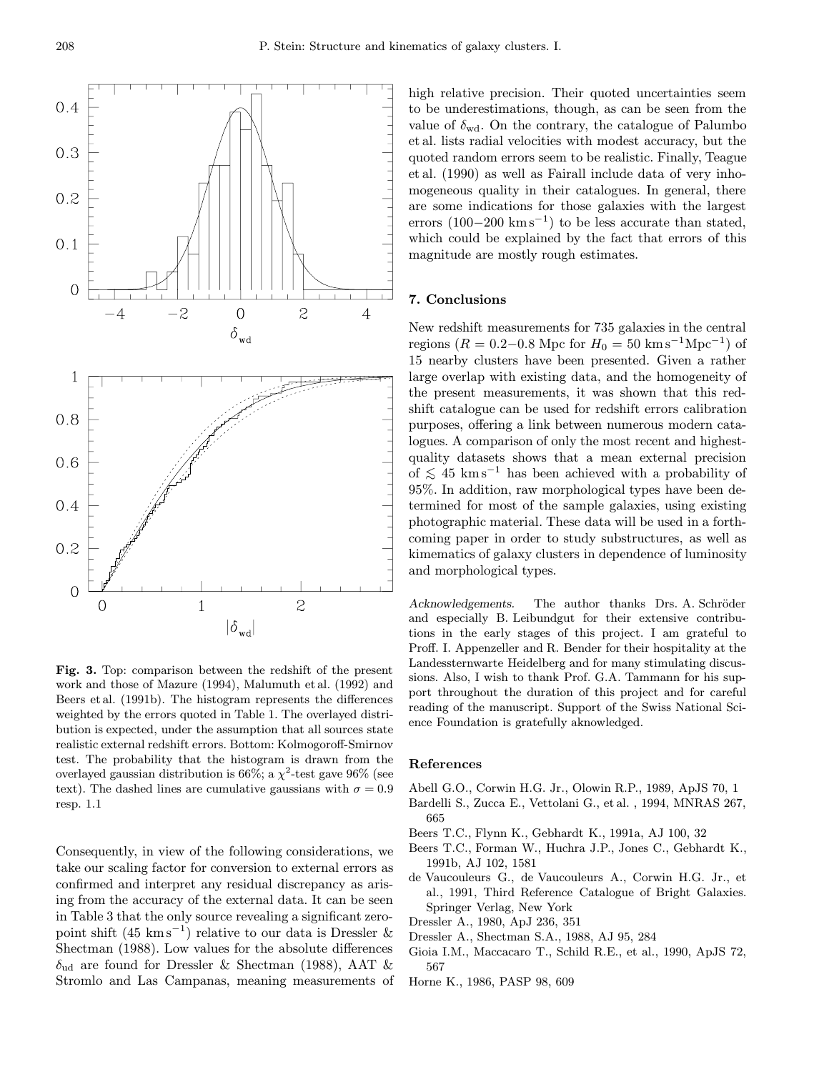**Fig. 3.** Top: comparison between the redshift of the present work and those of Mazure (1994), Malumuth et al. (1992) and Beers et al. (1991b). The histogram represents the differences weighted by the errors quoted in Table 1. The overlayed distribution is expected, under the assumption that all sources state realistic external redshift errors. Bottom: Kolmogoroff-Smirnov test. The probability that the histogram is drawn from the overlayed gaussian distribution is 66%; a $\chi^2$-test gave 96% (see text). The dashed lines are cumulative gaussians with $\sigma = 0.9$ resp. 1.1

Consequently, in view of the following considerations, we take our scaling factor for conversion to external errors as confirmed and interpret any residual discrepancy as arising from the accuracy of the external data. It can be seen in Table 3 that the only source revealing a significant zero-point shift (45 $\mathrm{km\,s^{-1}}$) relative to our data is Dressler & Shectman (1988). Low values for the absolute differences $\delta_{\rm ud}$ are found for Dressler & Shectman (1988), AAT & Stromlo and Las Campanas, meaning measurements of high relative precision. Their quoted uncertainties seem to be underestimations, though, as can be seen from the value of $\delta_{\rm wd}$. On the contrary, the catalogue of Palumbo et al. lists radial velocities with modest accuracy, but the quoted random errors seem to be realistic. Finally, Teague et al. (1990) as well as Fairall include data of very inhomogeneous quality in their catalogues. In general, there are some indications for those galaxies with the largest errors (100−200 $\mathrm{km\,s^{-1}}$) to be less accurate than stated, which could be explained by the fact that errors of this magnitude are mostly rough estimates.

## 7. Conclusions

New redshift measurements for 735 galaxies in the central regions ($R = 0.2{-}0.8$ Mpc for $H_0 = 50\ \mathrm{km\,s^{-1}Mpc^{-1}}$) of 15 nearby clusters have been presented. Given a rather large overlap with existing data, and the homogeneity of the present measurements, it was shown that this redshift catalogue can be used for redshift errors calibration purposes, offering a link between numerous modern catalogues. A comparison of only the most recent and highest-quality datasets shows that a mean external precision of $\lesssim 45\ \mathrm{km\,s^{-1}}$ has been achieved with a probability of 95%. In addition, raw morphological types have been determined for most of the sample galaxies, using existing photographic material. These data will be used in a forthcoming paper in order to study substructures, as well as kimematics of galaxy clusters in dependence of luminosity and morphological types.

*Acknowledgements.* The author thanks Drs. A. Schröder and especially B. Leibundgut for their extensive contributions in the early stages of this project. I am grateful to Proff. I. Appenzeller and R. Bender for their hospitality at the Landessternwarte Heidelberg and for many stimulating discussions. Also, I wish to thank Prof. G.A. Tammann for his support throughout the duration of this project and for careful reading of the manuscript. Support of the Swiss National Science Foundation is gratefully aknowledged.

## References

Abell G.O., Corwin H.G. Jr., Olowin R.P., 1989, ApJS 70, 1

Bardelli S., Zucca E., Vettolani G., et al. , 1994, MNRAS 267, 665

Beers T.C., Flynn K., Gebhardt K., 1991a, AJ 100, 32

Beers T.C., Forman W., Huchra J.P., Jones C., Gebhardt K., 1991b, AJ 102, 1581

de Vaucouleurs G., de Vaucouleurs A., Corwin H.G. Jr., et al., 1991, Third Reference Catalogue of Bright Galaxies. Springer Verlag, New York

Dressler A., 1980, ApJ 236, 351

Dressler A., Shectman S.A., 1988, AJ 95, 284

Gioia I.M., Maccacaro T., Schild R.E., et al., 1990, ApJS 72, 567

Horne K., 1986, PASP 98, 609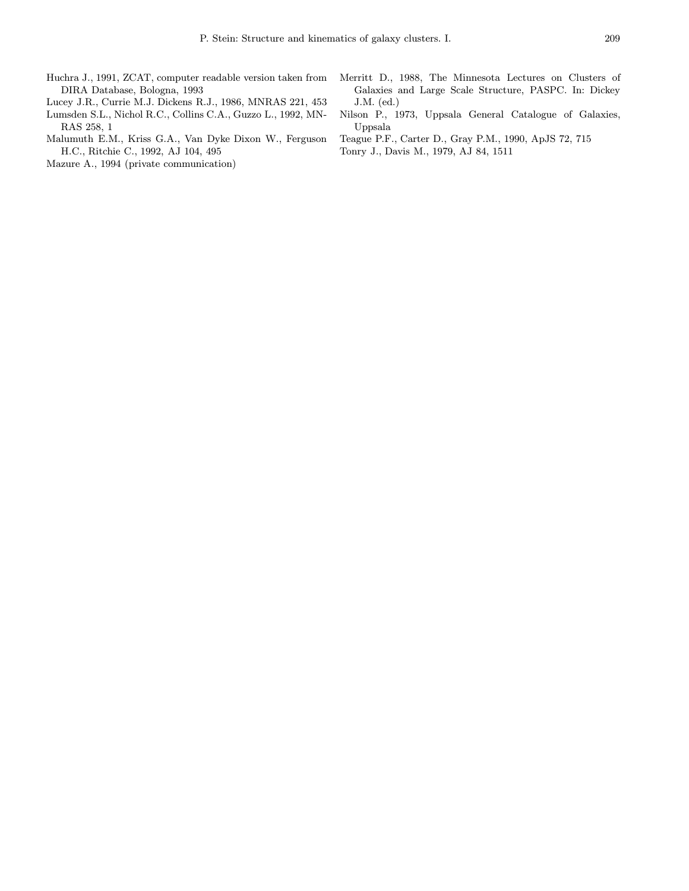Huchra J., 1991, ZCAT, computer readable version taken from DIRA Database, Bologna, 1993

Lucey J.R., Currie M.J. Dickens R.J., 1986, MNRAS 221, 453

Lumsden S.L., Nichol R.C., Collins C.A., Guzzo L., 1992, MNRAS 258, 1

Malumuth E.M., Kriss G.A., Van Dyke Dixon W., Ferguson H.C., Ritchie C., 1992, AJ 104, 495

Mazure A., 1994 (private communication)

Merritt D., 1988, The Minnesota Lectures on Clusters of Galaxies and Large Scale Structure, PASPC. In: Dickey J.M. (ed.)

Nilson P., 1973, Uppsala General Catalogue of Galaxies, Uppsala

Teague P.F., Carter D., Gray P.M., 1990, ApJS 72, 715

Tonry J., Davis M., 1979, AJ 84, 1511